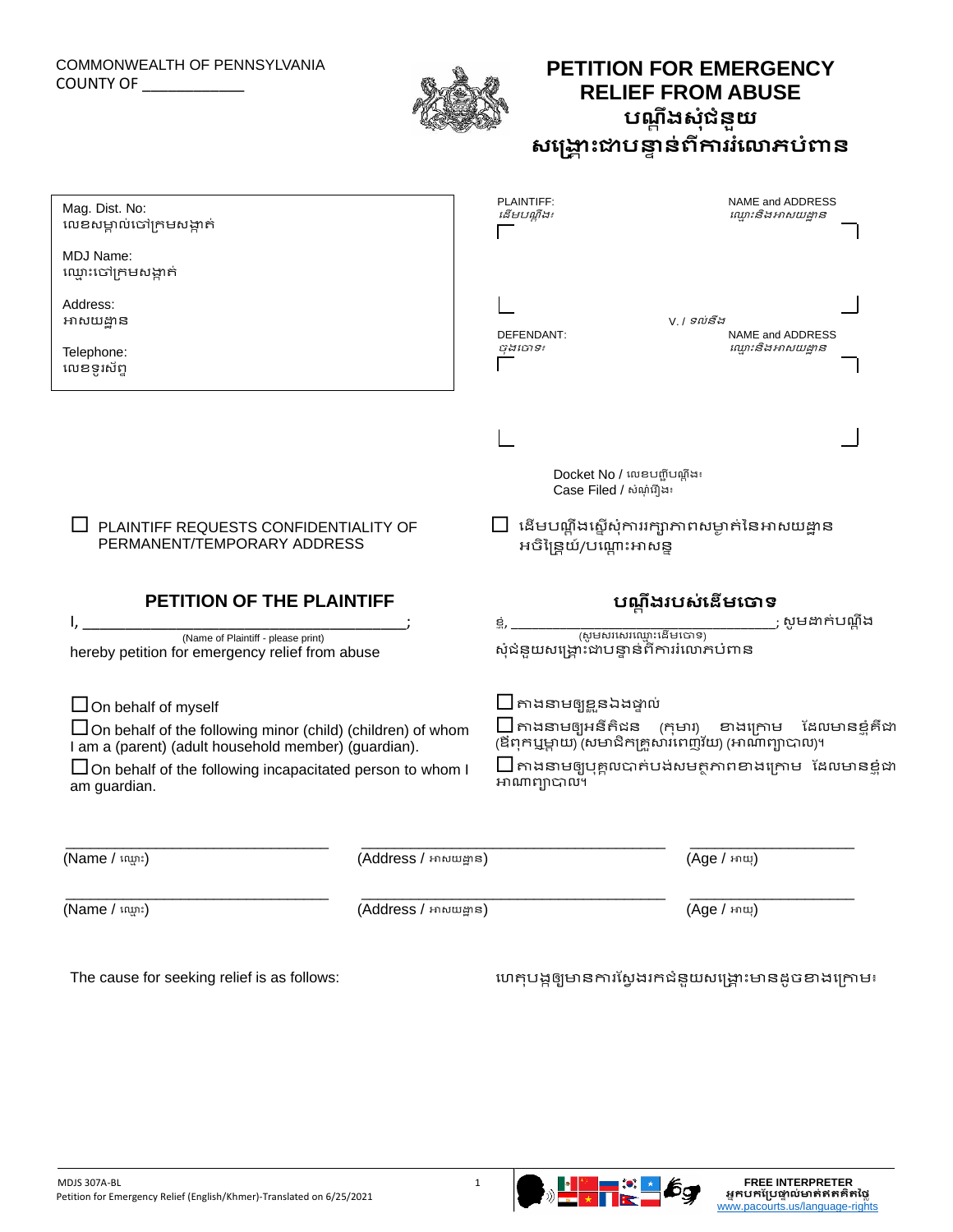COMMONWEALTH OF PENNSYLVANIA
COUNTY OF ____________

# PETITION FOR EMERGENCY RELIEF FROM ABUSE
# បណ្ដឹងសុំជំនួយសង្គ្រោះជាបន្ទាន់ពីការរំលោភបំពាន

| | |
|---|---|
| Mag. Dist. No:<br>លេខសម្គាល់ចៅក្រមសង្កាត់<br><br>MDJ Name:<br>ឈ្មោះចៅក្រមសង្កាត់<br><br>Address:<br>អាសយដ្ឋាន<br><br>Telephone:<br>លេខទូរស័ព្ទ | PLAINTIFF: / *ដើមបណ្ដឹង៖* NAME and ADDRESS / *ឈ្មោះនិងអាសយដ្ឋាន*<br><br>V. / *ទល់នឹង*<br><br>DEFENDANT: / *ចុងចោទ៖* NAME and ADDRESS / *ឈ្មោះនិងអាសយដ្ឋាន*<br><br>Docket No / លេខបញ្ជីបណ្ដឹង៖<br>Case Filed / សំណុំរឿង៖ |

☐ PLAINTIFF REQUESTS CONFIDENTIALITY OF PERMANENT/TEMPORARY ADDRESS

☐ ដើមបណ្ដឹងស្នើសុំការរក្សាភាពសម្ងាត់នៃអាសយដ្ឋានអចិន្ត្រៃយ៍/បណ្ដោះអាសន្ន

## PETITION OF THE PLAINTIFF

I, ________________________________________;
(Name of Plaintiff - please print)
hereby petition for emergency relief from abuse

## បណ្ដឹងរបស់ដើមចោទ

ខ្ញុំ, ________________________________; សូមដាក់បណ្ដឹង
(សូមសរសេរឈ្មោះដើមចោទ)
សុំជំនួយសង្គ្រោះជាបន្ទាន់ពីការរំលោភបំពាន

☐ On behalf of myself

☐ On behalf of the following minor (child) (children) of whom I am a (parent) (adult household member) (guardian).

☐ On behalf of the following incapacitated person to whom I am guardian.

☐ តាងនាមឲ្យខ្លួនឯងផ្ទាល់

☐ តាងនាមឲ្យអនីតិជន (កុមារ) ខាងក្រោម ដែលមានខ្ញុំគឺជា (ឪពុកឬម្ដាយ) (សមាជិកគ្រួសារពេញវ័យ) (អាណាព្យាបាល)។

☐ តាងនាមឲ្យបុគ្គលបាត់បង់សមត្ថភាពខាងក្រោម ដែលមានខ្ញុំជាអាណាព្យាបាល។

| (Name / ឈ្មោះ) | (Address / អាសយដ្ឋាន) | (Age / អាយុ) |
|---|---|---|
| (Name / ឈ្មោះ) | (Address / អាសយដ្ឋាន) | (Age / អាយុ) |

The cause for seeking relief is as follows:

ហេតុបង្កឲ្យមានការស្វែងរកជំនួយសង្គ្រោះមានដូចខាងក្រោម៖

MDJS 307A-BL
Petition for Emergency Relief (English/Khmer)-Translated on 6/25/2021

FREE INTERPRETER
អ្នកបកប្រែផ្ទាល់មាត់ឥតគិតថ្លៃ
www.pacourts.us/language-rights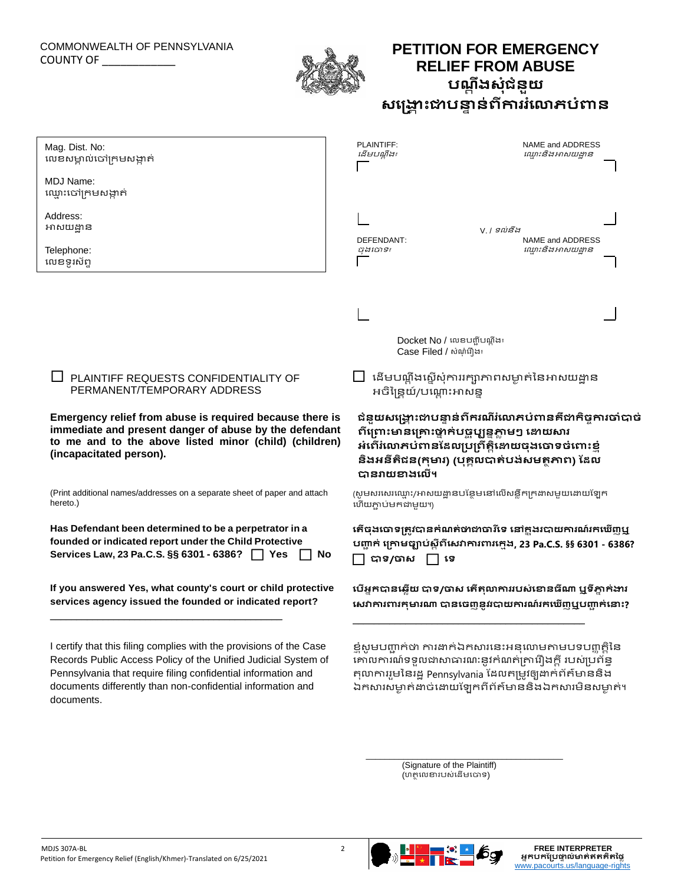COMMONWEALTH OF PENNSYLVANIA
COUNTY OF ____________

# PETITION FOR EMERGENCY RELIEF FROM ABUSE
# បណ្តឹងសុំជំនួយសង្គ្រោះជាបន្ទាន់ពីការរំលោភបំពាន

Mag. Dist. No:
លេខសម្គាល់ចៅក្រមសង្កាត់

MDJ Name:
ឈ្មោះចៅក្រមសង្កាត់

Address:
អាសយដ្ឋាន

Telephone:
លេខទូរស័ព្ទ

PLAINTIFF: NAME and ADDRESS
*ដើមបណ្តឹង: ឈ្មោះនិងអាសយដ្ឋាន*

V. / *ទល់នឹង*

DEFENDANT: NAME and ADDRESS
*ចុងចោទ: ឈ្មោះនិងអាសយដ្ឋាន*

Docket No / លេខបញ្ជីបណ្តឹង:
Case Filed / សំណុំរឿង:

☐ PLAINTIFF REQUESTS CONFIDENTIALITY OF PERMANENT/TEMPORARY ADDRESS

☐ ដើមបណ្តឹងស្នើសុំការរក្សាភាពសម្ងាត់នៃអាសយដ្ឋានអចិន្ត្រៃយ៍/បណ្តោះអាសន្ន

**Emergency relief from abuse is required because there is immediate and present danger of abuse by the defendant to me and to the above listed minor (child) (children) (incapacitated person).**

**ជំនួយសង្គ្រោះជាបន្ទាន់ពីការរំលោភបំពានគឺជាកិច្ចការចាំបាច់ ពីព្រោះមានគ្រោះថ្នាក់បច្ចុប្បន្នភ្លាមៗ ដោយសារអំពើរំលោភបំពានដែលប្រព្រឹត្តិដោយចុងចោទចំពោះខ្ញុំ និងអនីតិជន(កុមារ) (បុគ្គលបាត់បង់សមត្ថភាព) ដែលបានរាយខាងលើ។**

(Print additional names/addresses on a separate sheet of paper and attach hereto.)

(សូមសរសេរឈ្មោះ/អាសយដ្ឋានបន្ថែមនៅលើសន្លឹកក្រដាសមួយដោយឡែក ហើយភ្ជាប់មកជាមួយ។)

**Has Defendant been determined to be a perpetrator in a founded or indicated report under the Child Protective Services Law, 23 Pa.C.S. §§ 6301 - 6386?** ☐ **Yes** ☐ **No**

**តើចុងចោទត្រូវបានកំណត់ថាជាជនល្មើស នៅក្នុងរបាយការណ៍រកឃើញឬបញ្ជាក់ ក្រោមច្បាប់ស្តីពីសេវាការពារក្មេង, 23 Pa.C.S. §§ 6301 - 6386?** ☐ **បាទ/ចាស** ☐ **ទេ**

**If you answered Yes, what county's court or child protective services agency issued the founded or indicated report?**

_______________________________________

**បើអ្នកបានឆ្លើយ បាទ/ចាស តើតុលាការរបស់ខោនធីណា ឬទីភ្នាក់ងារសេវាការពារកុមារណា បានចេញនូវរបាយការណ៍រកឃើញឬបញ្ជាក់នោះ?**

_______________________________________

I certify that this filing complies with the provisions of the Case Records Public Access Policy of the Unified Judicial System of Pennsylvania that require filing confidential information and documents differently than non-confidential information and documents.

ខ្ញុំសូមបញ្ជាក់ថា ការដាក់ឯកសារនេះអនុលោមតាមបទបញ្ញត្តិនៃគោលការណ៍ទទួលជាសាធារណៈនូវកំណត់ត្រារឿងក្តី របស់ប្រព័ន្ធតុលាការរួមនៃរដ្ឋ Pennsylvania ដែលតម្រូវឲ្យដាក់ព័ត៌មាននិងឯកសារសម្ងាត់ដាច់ដោយឡែកពីព័ត៌មាននិងឯកសារមិនសម្ងាត់។

_______________________________________
(Signature of the Plaintiff)
(ហត្ថលេខារបស់ដើមចោទ)

MDJS 307A-BL
Petition for Emergency Relief (English/Khmer)-Translated on 6/25/2021

**FREE INTERPRETER**
**អ្នកបកប្រែផ្ទាល់មាត់ឥតគិតថ្លៃ**
www.pacourts.us/language-rights